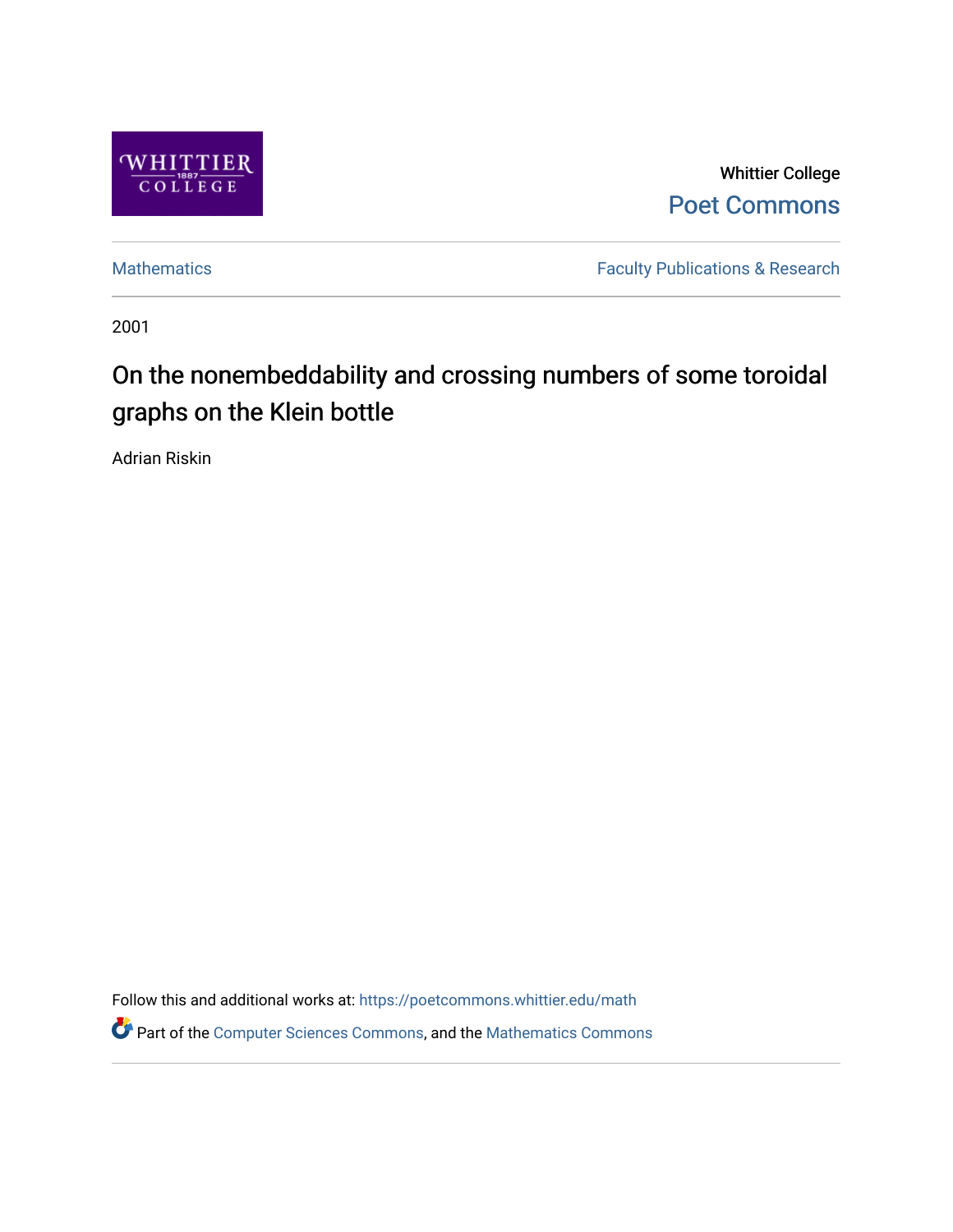Whittier College

Poet Commons

Mathematics | Faculty Publications & Research

2001

# On the nonembeddability and crossing numbers of some toroidal graphs on the Klein bottle

Adrian Riskin

Follow this and additional works at: https://poetcommons.whittier.edu/math

Part of the Computer Sciences Commons, and the Mathematics Commons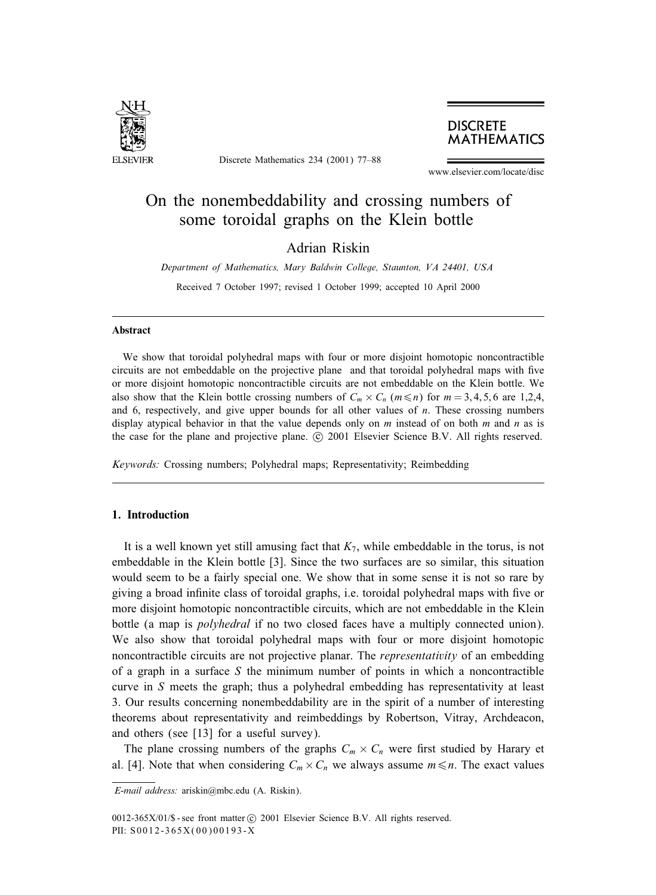# On the nonembeddability and crossing numbers of some toroidal graphs on the Klein bottle

Adrian Riskin

*Department of Mathematics, Mary Baldwin College, Staunton, VA 24401, USA*

Received 7 October 1997; revised 1 October 1999; accepted 10 April 2000

---

**Abstract**

We show that toroidal polyhedral maps with four or more disjoint homotopic noncontractible circuits are not embeddable on the projective plane and that toroidal polyhedral maps with five or more disjoint homotopic noncontractible circuits are not embeddable on the Klein bottle. We also show that the Klein bottle crossing numbers of $C_m \times C_n$ ($m \leqslant n$) for $m = 3, 4, 5, 6$ are 1,2,4, and 6, respectively, and give upper bounds for all other values of $n$. These crossing numbers display atypical behavior in that the value depends only on $m$ instead of on both $m$ and $n$ as is the case for the plane and projective plane. © 2001 Elsevier Science B.V. All rights reserved.

*Keywords:* Crossing numbers; Polyhedral maps; Representativity; Reimbedding

---

## 1. Introduction

It is a well known yet still amusing fact that $K_7$, while embeddable in the torus, is not embeddable in the Klein bottle [3]. Since the two surfaces are so similar, this situation would seem to be a fairly special one. We show that in some sense it is not so rare by giving a broad infinite class of toroidal graphs, i.e. toroidal polyhedral maps with five or more disjoint homotopic noncontractible circuits, which are not embeddable in the Klein bottle (a map is *polyhedral* if no two closed faces have a multiply connected union). We also show that toroidal polyhedral maps with four or more disjoint homotopic noncontractible circuits are not projective planar. The *representativity* of an embedding of a graph in a surface $S$ the minimum number of points in which a noncontractible curve in $S$ meets the graph; thus a polyhedral embedding has representativity at least 3. Our results concerning nonembeddability are in the spirit of a number of interesting theorems about representativity and reimbeddings by Robertson, Vitray, Archdeacon, and others (see [13] for a useful survey).

The plane crossing numbers of the graphs $C_m \times C_n$ were first studied by Harary et al. [4]. Note that when considering $C_m \times C_n$ we always assume $m \leqslant n$. The exact values

---

*E-mail address:* ariskin@mbc.edu (A. Riskin).

0012-365X/01/$ - see front matter © 2001 Elsevier Science B.V. All rights reserved.
PII: S0012-365X(00)00193-X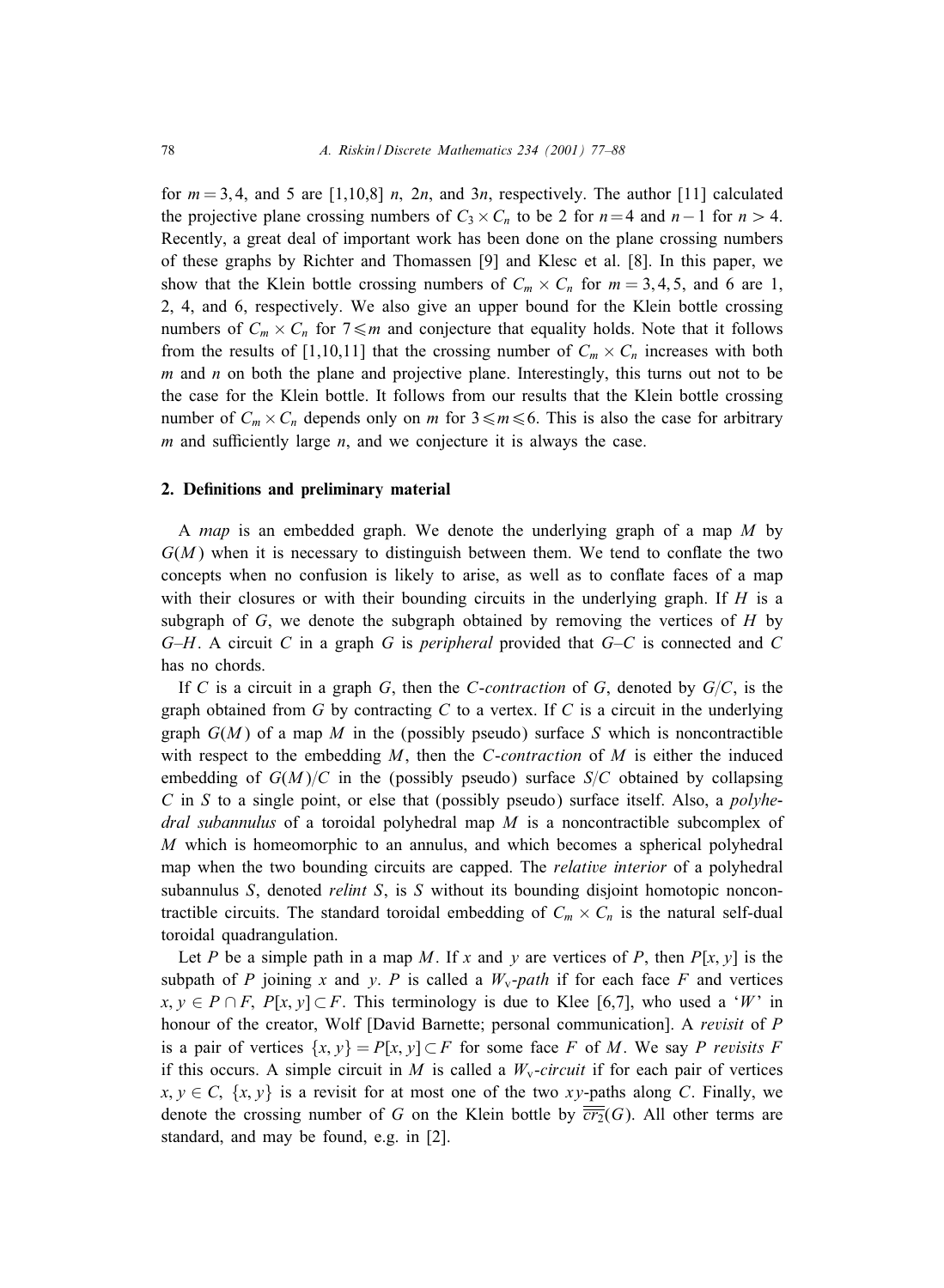for $m = 3, 4$, and 5 are [1,10,8] $n$, $2n$, and $3n$, respectively. The author [11] calculated the projective plane crossing numbers of $C_3 \times C_n$ to be 2 for $n = 4$ and $n - 1$ for $n > 4$. Recently, a great deal of important work has been done on the plane crossing numbers of these graphs by Richter and Thomassen [9] and Klesc et al. [8]. In this paper, we show that the Klein bottle crossing numbers of $C_m \times C_n$ for $m = 3, 4, 5$, and 6 are 1, 2, 4, and 6, respectively. We also give an upper bound for the Klein bottle crossing numbers of $C_m \times C_n$ for $7 \leqslant m$ and conjecture that equality holds. Note that it follows from the results of [1,10,11] that the crossing number of $C_m \times C_n$ increases with both $m$ and $n$ on both the plane and projective plane. Interestingly, this turns out not to be the case for the Klein bottle. It follows from our results that the Klein bottle crossing number of $C_m \times C_n$ depends only on $m$ for $3 \leqslant m \leqslant 6$. This is also the case for arbitrary $m$ and sufficiently large $n$, and we conjecture it is always the case.

## 2. Definitions and preliminary material

A *map* is an embedded graph. We denote the underlying graph of a map $M$ by $G(M)$ when it is necessary to distinguish between them. We tend to conflate the two concepts when no confusion is likely to arise, as well as to conflate faces of a map with their closures or with their bounding circuits in the underlying graph. If $H$ is a subgraph of $G$, we denote the subgraph obtained by removing the vertices of $H$ by $G$–$H$. A circuit $C$ in a graph $G$ is *peripheral* provided that $G$–$C$ is connected and $C$ has no chords.

If $C$ is a circuit in a graph $G$, then the *C-contraction* of $G$, denoted by $G/C$, is the graph obtained from $G$ by contracting $C$ to a vertex. If $C$ is a circuit in the underlying graph $G(M)$ of a map $M$ in the (possibly pseudo) surface $S$ which is noncontractible with respect to the embedding $M$, then the *C-contraction* of $M$ is either the induced embedding of $G(M)/C$ in the (possibly pseudo) surface $S/C$ obtained by collapsing $C$ in $S$ to a single point, or else that (possibly pseudo) surface itself. Also, a *polyhedral subannulus* of a toroidal polyhedral map $M$ is a noncontractible subcomplex of $M$ which is homeomorphic to an annulus, and which becomes a spherical polyhedral map when the two bounding circuits are capped. The *relative interior* of a polyhedral subannulus $S$, denoted *relint* $S$, is $S$ without its bounding disjoint homotopic noncontractible circuits. The standard toroidal embedding of $C_m \times C_n$ is the natural self-dual toroidal quadrangulation.

Let $P$ be a simple path in a map $M$. If $x$ and $y$ are vertices of $P$, then $P[x, y]$ is the subpath of $P$ joining $x$ and $y$. $P$ is called a $W_v$*-path* if for each face $F$ and vertices $x, y \in P \cap F$, $P[x, y] \subset F$. This terminology is due to Klee [6,7], who used a '$W$' in honour of the creator, Wolf [David Barnette; personal communication]. A *revisit* of $P$ is a pair of vertices $\{x, y\} = P[x, y] \subset F$ for some face $F$ of $M$. We say $P$ *revisits* $F$ if this occurs. A simple circuit in $M$ is called a $W_v$*-circuit* if for each pair of vertices $x, y \in C$, $\{x, y\}$ is a revisit for at most one of the two $xy$-paths along $C$. Finally, we denote the crossing number of $G$ on the Klein bottle by $\overline{\overline{cr_2}}(G)$. All other terms are standard, and may be found, e.g. in [2].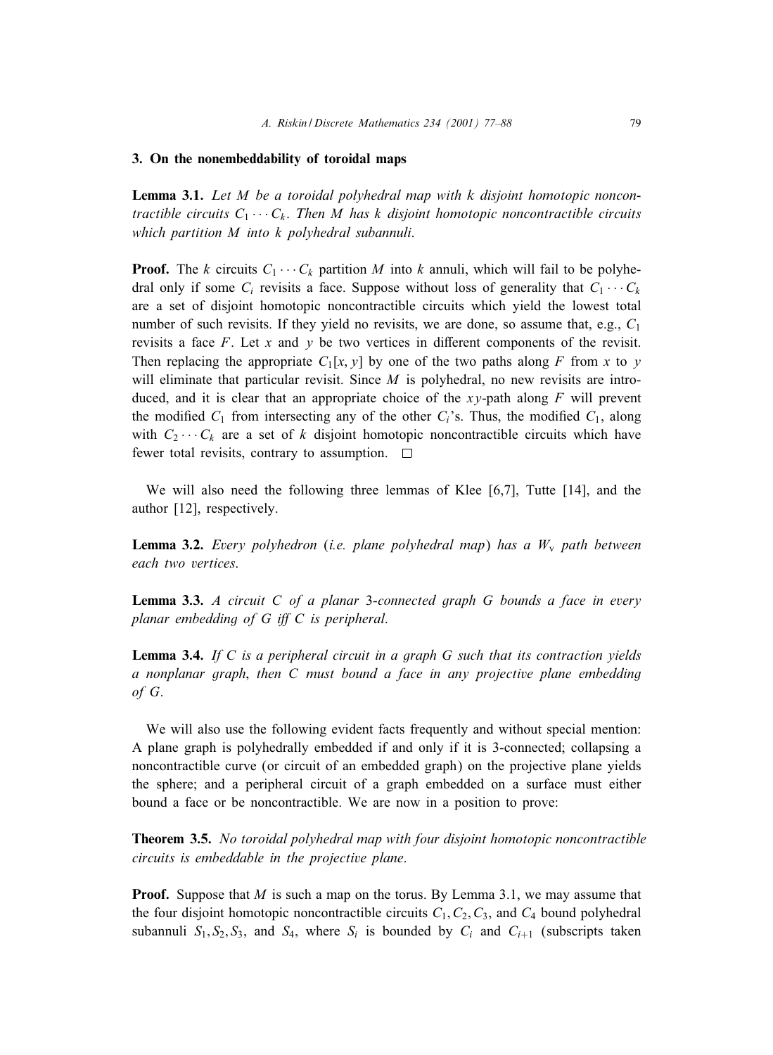## 3. On the nonembeddability of toroidal maps

**Lemma 3.1.** *Let $M$ be a toroidal polyhedral map with $k$ disjoint homotopic noncontractible circuits $C_1 \cdots C_k$. Then $M$ has $k$ disjoint homotopic noncontractible circuits which partition $M$ into $k$ polyhedral subannuli.*

**Proof.** The $k$ circuits $C_1 \cdots C_k$ partition $M$ into $k$ annuli, which will fail to be polyhedral only if some $C_i$ revisits a face. Suppose without loss of generality that $C_1 \cdots C_k$ are a set of disjoint homotopic noncontractible circuits which yield the lowest total number of such revisits. If they yield no revisits, we are done, so assume that, e.g., $C_1$ revisits a face $F$. Let $x$ and $y$ be two vertices in different components of the revisit. Then replacing the appropriate $C_1[x, y]$ by one of the two paths along $F$ from $x$ to $y$ will eliminate that particular revisit. Since $M$ is polyhedral, no new revisits are introduced, and it is clear that an appropriate choice of the $xy$-path along $F$ will prevent the modified $C_1$ from intersecting any of the other $C_i$'s. Thus, the modified $C_1$, along with $C_2 \cdots C_k$ are a set of $k$ disjoint homotopic noncontractible circuits which have fewer total revisits, contrary to assumption. □

We will also need the following three lemmas of Klee [6,7], Tutte [14], and the author [12], respectively.

**Lemma 3.2.** *Every polyhedron (i.e. plane polyhedral map) has a $W_v$ path between each two vertices.*

**Lemma 3.3.** *A circuit $C$ of a planar 3-connected graph $G$ bounds a face in every planar embedding of $G$ iff $C$ is peripheral.*

**Lemma 3.4.** *If $C$ is a peripheral circuit in a graph $G$ such that its contraction yields a nonplanar graph, then $C$ must bound a face in any projective plane embedding of $G$.*

We will also use the following evident facts frequently and without special mention: A plane graph is polyhedrally embedded if and only if it is 3-connected; collapsing a noncontractible curve (or circuit of an embedded graph) on the projective plane yields the sphere; and a peripheral circuit of a graph embedded on a surface must either bound a face or be noncontractible. We are now in a position to prove:

**Theorem 3.5.** *No toroidal polyhedral map with four disjoint homotopic noncontractible circuits is embeddable in the projective plane.*

**Proof.** Suppose that $M$ is such a map on the torus. By Lemma 3.1, we may assume that the four disjoint homotopic noncontractible circuits $C_1, C_2, C_3$, and $C_4$ bound polyhedral subannuli $S_1, S_2, S_3$, and $S_4$, where $S_i$ is bounded by $C_i$ and $C_{i+1}$ (subscripts taken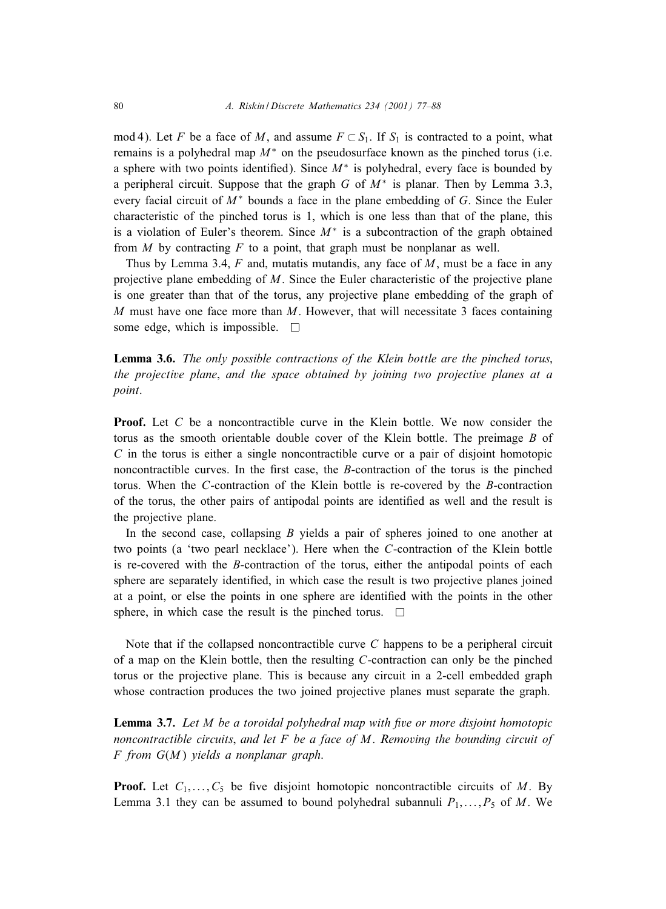mod 4). Let $F$ be a face of $M$, and assume $F \subset S_1$. If $S_1$ is contracted to a point, what remains is a polyhedral map $M^*$ on the pseudosurface known as the pinched torus (i.e. a sphere with two points identified). Since $M^*$ is polyhedral, every face is bounded by a peripheral circuit. Suppose that the graph $G$ of $M^*$ is planar. Then by Lemma 3.3, every facial circuit of $M^*$ bounds a face in the plane embedding of $G$. Since the Euler characteristic of the pinched torus is 1, which is one less than that of the plane, this is a violation of Euler's theorem. Since $M^*$ is a subcontraction of the graph obtained from $M$ by contracting $F$ to a point, that graph must be nonplanar as well.

Thus by Lemma 3.4, $F$ and, mutatis mutandis, any face of $M$, must be a face in any projective plane embedding of $M$. Since the Euler characteristic of the projective plane is one greater than that of the torus, any projective plane embedding of the graph of $M$ must have one face more than $M$. However, that will necessitate 3 faces containing some edge, which is impossible. □

**Lemma 3.6.** *The only possible contractions of the Klein bottle are the pinched torus, the projective plane, and the space obtained by joining two projective planes at a point.*

**Proof.** Let $C$ be a noncontractible curve in the Klein bottle. We now consider the torus as the smooth orientable double cover of the Klein bottle. The preimage $B$ of $C$ in the torus is either a single noncontractible curve or a pair of disjoint homotopic noncontractible curves. In the first case, the $B$-contraction of the torus is the pinched torus. When the $C$-contraction of the Klein bottle is re-covered by the $B$-contraction of the torus, the other pairs of antipodal points are identified as well and the result is the projective plane.

In the second case, collapsing $B$ yields a pair of spheres joined to one another at two points (a 'two pearl necklace'). Here when the $C$-contraction of the Klein bottle is re-covered with the $B$-contraction of the torus, either the antipodal points of each sphere are separately identified, in which case the result is two projective planes joined at a point, or else the points in one sphere are identified with the points in the other sphere, in which case the result is the pinched torus. □

Note that if the collapsed noncontractible curve $C$ happens to be a peripheral circuit of a map on the Klein bottle, then the resulting $C$-contraction can only be the pinched torus or the projective plane. This is because any circuit in a 2-cell embedded graph whose contraction produces the two joined projective planes must separate the graph.

**Lemma 3.7.** *Let $M$ be a toroidal polyhedral map with five or more disjoint homotopic noncontractible circuits, and let $F$ be a face of $M$. Removing the bounding circuit of $F$ from $G(M)$ yields a nonplanar graph.*

**Proof.** Let $C_1, \ldots, C_5$ be five disjoint homotopic noncontractible circuits of $M$. By Lemma 3.1 they can be assumed to bound polyhedral subannuli $P_1, \ldots, P_5$ of $M$. We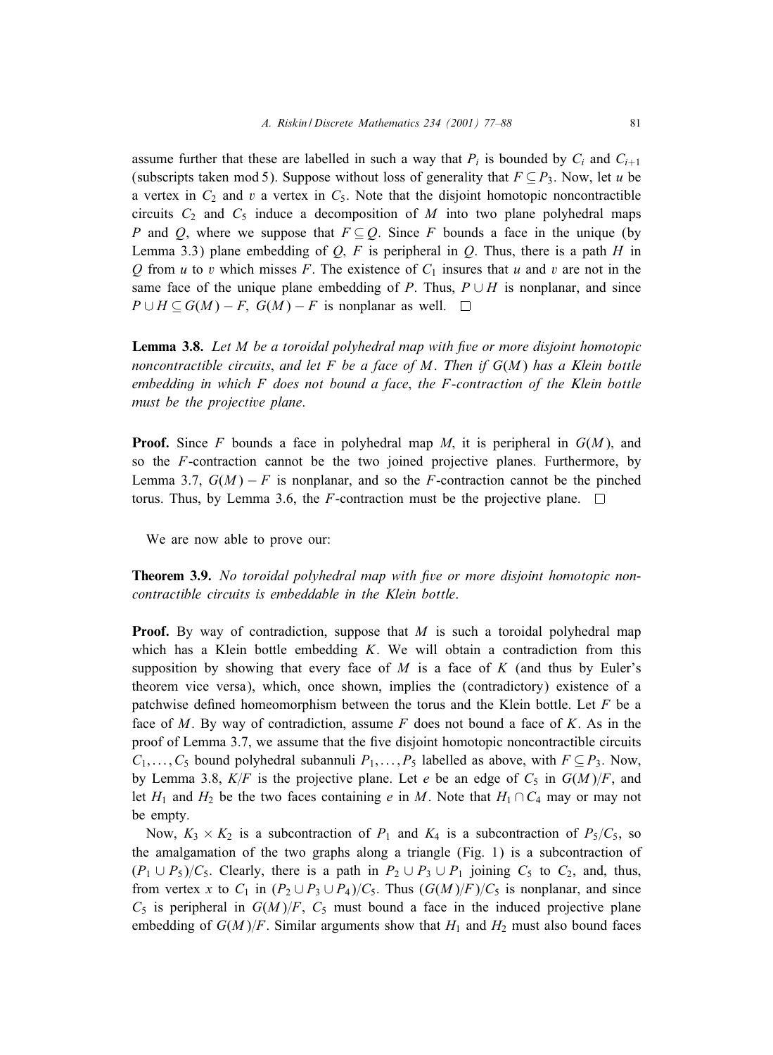assume further that these are labelled in such a way that $P_i$ is bounded by $C_i$ and $C_{i+1}$ (subscripts taken mod 5). Suppose without loss of generality that $F \subseteq P_3$. Now, let $u$ be a vertex in $C_2$ and $v$ a vertex in $C_5$. Note that the disjoint homotopic noncontractible circuits $C_2$ and $C_5$ induce a decomposition of $M$ into two plane polyhedral maps $P$ and $Q$, where we suppose that $F \subseteq Q$. Since $F$ bounds a face in the unique (by Lemma 3.3) plane embedding of $Q$, $F$ is peripheral in $Q$. Thus, there is a path $H$ in $Q$ from $u$ to $v$ which misses $F$. The existence of $C_1$ insures that $u$ and $v$ are not in the same face of the unique plane embedding of $P$. Thus, $P \cup H$ is nonplanar, and since $P \cup H \subseteq G(M) - F$, $G(M) - F$ is nonplanar as well. □

**Lemma 3.8.** *Let $M$ be a toroidal polyhedral map with five or more disjoint homotopic noncontractible circuits, and let $F$ be a face of $M$. Then if $G(M)$ has a Klein bottle embedding in which $F$ does not bound a face, the $F$-contraction of the Klein bottle must be the projective plane.*

**Proof.** Since $F$ bounds a face in polyhedral map $M$, it is peripheral in $G(M)$, and so the $F$-contraction cannot be the two joined projective planes. Furthermore, by Lemma 3.7, $G(M) - F$ is nonplanar, and so the $F$-contraction cannot be the pinched torus. Thus, by Lemma 3.6, the $F$-contraction must be the projective plane. □

We are now able to prove our:

**Theorem 3.9.** *No toroidal polyhedral map with five or more disjoint homotopic noncontractible circuits is embeddable in the Klein bottle.*

**Proof.** By way of contradiction, suppose that $M$ is such a toroidal polyhedral map which has a Klein bottle embedding $K$. We will obtain a contradiction from this supposition by showing that every face of $M$ is a face of $K$ (and thus by Euler's theorem vice versa), which, once shown, implies the (contradictory) existence of a patchwise defined homeomorphism between the torus and the Klein bottle. Let $F$ be a face of $M$. By way of contradiction, assume $F$ does not bound a face of $K$. As in the proof of Lemma 3.7, we assume that the five disjoint homotopic noncontractible circuits $C_1, \ldots, C_5$ bound polyhedral subannuli $P_1, \ldots, P_5$ labelled as above, with $F \subseteq P_3$. Now, by Lemma 3.8, $K/F$ is the projective plane. Let $e$ be an edge of $C_5$ in $G(M)/F$, and let $H_1$ and $H_2$ be the two faces containing $e$ in $M$. Note that $H_1 \cap C_4$ may or may not be empty.

Now, $K_3 \times K_2$ is a subcontraction of $P_1$ and $K_4$ is a subcontraction of $P_5/C_5$, so the amalgamation of the two graphs along a triangle (Fig. 1) is a subcontraction of $(P_1 \cup P_5)/C_5$. Clearly, there is a path in $P_2 \cup P_3 \cup P_1$ joining $C_5$ to $C_2$, and, thus, from vertex $x$ to $C_1$ in $(P_2 \cup P_3 \cup P_4)/C_5$. Thus $(G(M)/F)/C_5$ is nonplanar, and since $C_5$ is peripheral in $G(M)/F$, $C_5$ must bound a face in the induced projective plane embedding of $G(M)/F$. Similar arguments show that $H_1$ and $H_2$ must also bound faces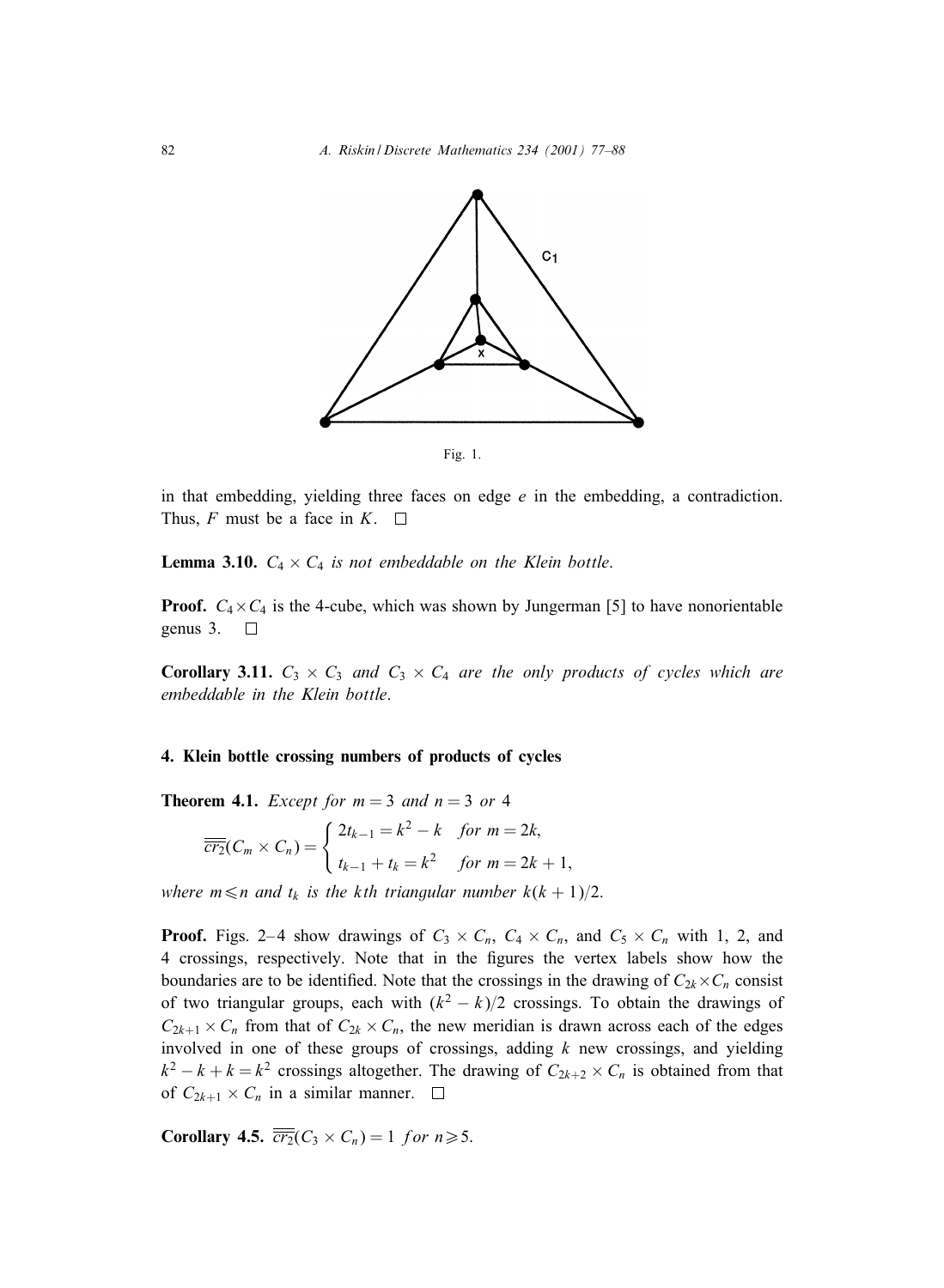Fig. 1.

in that embedding, yielding three faces on edge $e$ in the embedding, a contradiction. Thus, $F$ must be a face in $K$. $\square$

**Lemma 3.10.** *$C_4 \times C_4$ is not embeddable on the Klein bottle.*

**Proof.** $C_4 \times C_4$ is the 4-cube, which was shown by Jungerman [5] to have nonorientable genus 3. $\square$

**Corollary 3.11.** *$C_3 \times C_3$ and $C_3 \times C_4$ are the only products of cycles which are embeddable in the Klein bottle.*

## 4. Klein bottle crossing numbers of products of cycles

**Theorem 4.1.** *Except for $m = 3$ and $n = 3$ or 4*

$$\overline{\overline{cr_2}}(C_m \times C_n) = \begin{cases} 2t_{k-1} = k^2 - k & \text{for } m = 2k, \\ t_{k-1} + t_k = k^2 & \text{for } m = 2k+1, \end{cases}$$

*where $m \leqslant n$ and $t_k$ is the $k$th triangular number $k(k+1)/2$.*

**Proof.** Figs. 2–4 show drawings of $C_3 \times C_n$, $C_4 \times C_n$, and $C_5 \times C_n$ with 1, 2, and 4 crossings, respectively. Note that in the figures the vertex labels show how the boundaries are to be identified. Note that the crossings in the drawing of $C_{2k} \times C_n$ consist of two triangular groups, each with $(k^2 - k)/2$ crossings. To obtain the drawings of $C_{2k+1} \times C_n$ from that of $C_{2k} \times C_n$, the new meridian is drawn across each of the edges involved in one of these groups of crossings, adding $k$ new crossings, and yielding $k^2 - k + k = k^2$ crossings altogether. The drawing of $C_{2k+2} \times C_n$ is obtained from that of $C_{2k+1} \times C_n$ in a similar manner. $\square$

**Corollary 4.5.** $\overline{\overline{cr_2}}(C_3 \times C_n) = 1$ *for* $n \geqslant 5$.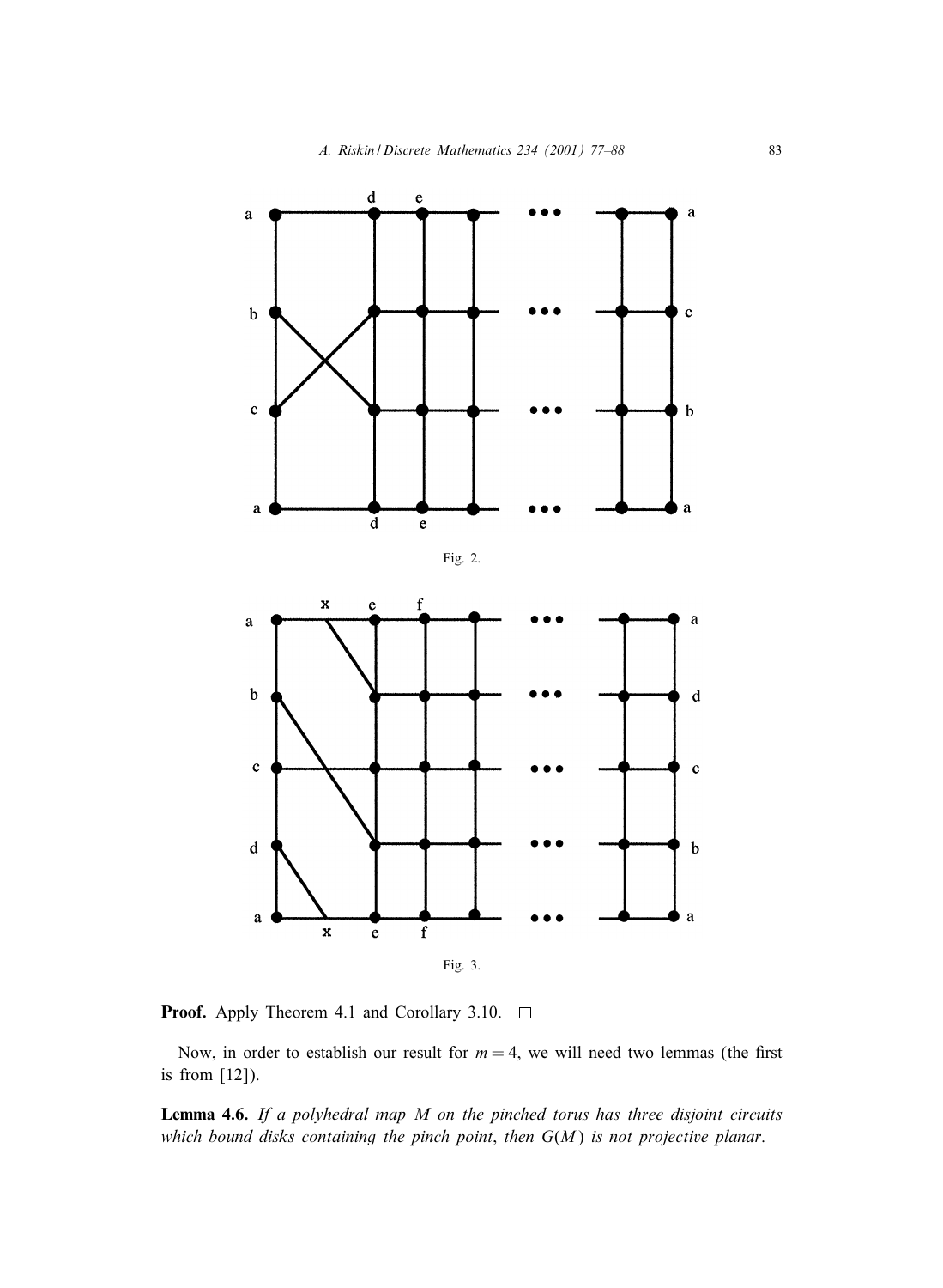Fig. 2.

Fig. 3.

**Proof.** Apply Theorem 4.1 and Corollary 3.10. □

Now, in order to establish our result for $m = 4$, we will need two lemmas (the first is from [12]).

**Lemma 4.6.** *If a polyhedral map $M$ on the pinched torus has three disjoint circuits which bound disks containing the pinch point, then $G(M)$ is not projective planar.*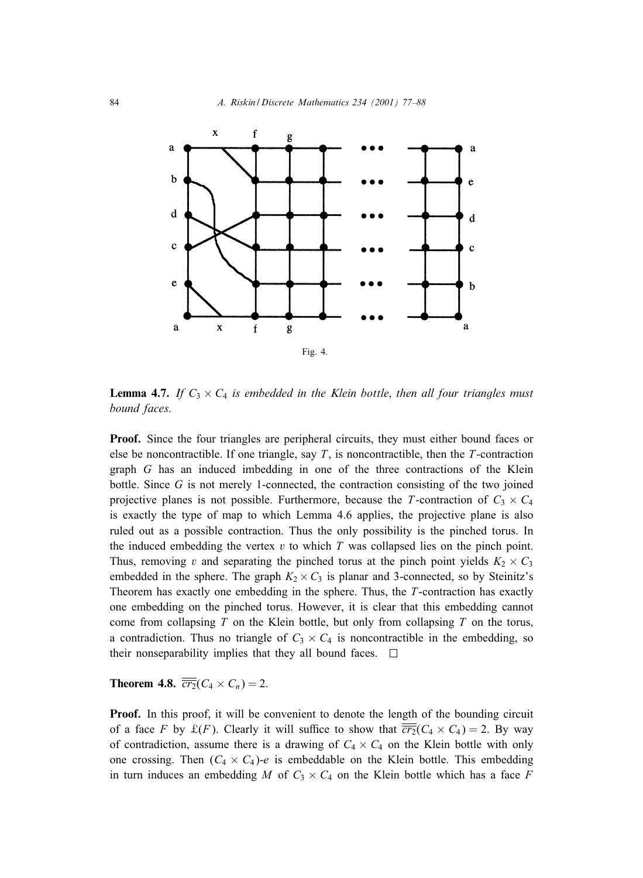Fig. 4.

**Lemma 4.7.** *If $C_3 \times C_4$ is embedded in the Klein bottle, then all four triangles must bound faces.*

**Proof.** Since the four triangles are peripheral circuits, they must either bound faces or else be noncontractible. If one triangle, say $T$, is noncontractible, then the $T$-contraction graph $G$ has an induced imbedding in one of the three contractions of the Klein bottle. Since $G$ is not merely 1-connected, the contraction consisting of the two joined projective planes is not possible. Furthermore, because the $T$-contraction of $C_3 \times C_4$ is exactly the type of map to which Lemma 4.6 applies, the projective plane is also ruled out as a possible contraction. Thus the only possibility is the pinched torus. In the induced embedding the vertex $v$ to which $T$ was collapsed lies on the pinch point. Thus, removing $v$ and separating the pinched torus at the pinch point yields $K_2 \times C_3$ embedded in the sphere. The graph $K_2 \times C_3$ is planar and 3-connected, so by Steinitz's Theorem has exactly one embedding in the sphere. Thus, the $T$-contraction has exactly one embedding on the pinched torus. However, it is clear that this embedding cannot come from collapsing $T$ on the Klein bottle, but only from collapsing $T$ on the torus, a contradiction. Thus no triangle of $C_3 \times C_4$ is noncontractible in the embedding, so their nonseparability implies that they all bound faces. $\square$

**Theorem 4.8.** $\overline{\overline{cr_2}}(C_4 \times C_n) = 2$.

**Proof.** In this proof, it will be convenient to denote the length of the bounding circuit of a face $F$ by $\pounds(F)$. Clearly it will suffice to show that $\overline{\overline{cr_2}}(C_4 \times C_4) = 2$. By way of contradiction, assume there is a drawing of $C_4 \times C_4$ on the Klein bottle with only one crossing. Then $(C_4 \times C_4)$-$e$ is embeddable on the Klein bottle. This embedding in turn induces an embedding $M$ of $C_3 \times C_4$ on the Klein bottle which has a face $F$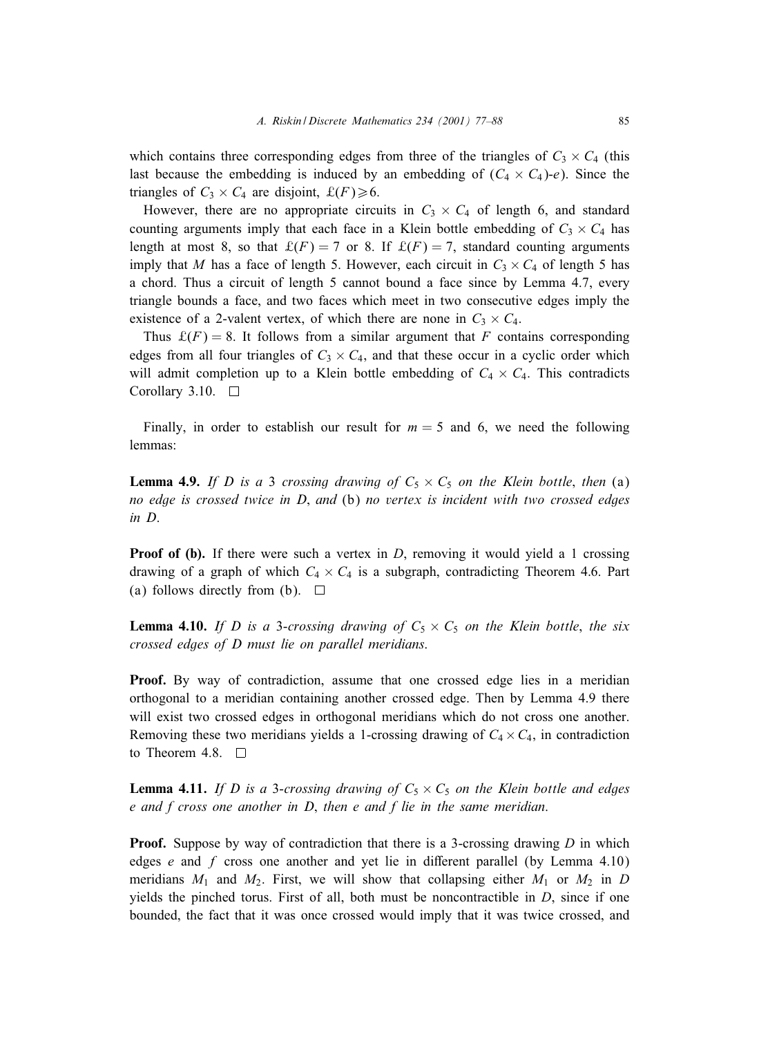which contains three corresponding edges from three of the triangles of $C_3 \times C_4$ (this last because the embedding is induced by an embedding of $(C_4 \times C_4)$-$e$). Since the triangles of $C_3 \times C_4$ are disjoint, $\pounds(F) \geqslant 6$.

However, there are no appropriate circuits in $C_3 \times C_4$ of length 6, and standard counting arguments imply that each face in a Klein bottle embedding of $C_3 \times C_4$ has length at most 8, so that $\pounds(F) = 7$ or 8. If $\pounds(F) = 7$, standard counting arguments imply that $M$ has a face of length 5. However, each circuit in $C_3 \times C_4$ of length 5 has a chord. Thus a circuit of length 5 cannot bound a face since by Lemma 4.7, every triangle bounds a face, and two faces which meet in two consecutive edges imply the existence of a 2-valent vertex, of which there are none in $C_3 \times C_4$.

Thus $\pounds(F) = 8$. It follows from a similar argument that $F$ contains corresponding edges from all four triangles of $C_3 \times C_4$, and that these occur in a cyclic order which will admit completion up to a Klein bottle embedding of $C_4 \times C_4$. This contradicts Corollary 3.10. □

Finally, in order to establish our result for $m = 5$ and 6, we need the following lemmas:

**Lemma 4.9.** *If $D$ is a* 3 *crossing drawing of $C_5 \times C_5$ on the Klein bottle, then* (a) *no edge is crossed twice in $D$, and* (b) *no vertex is incident with two crossed edges in $D$.*

**Proof of (b).** If there were such a vertex in $D$, removing it would yield a 1 crossing drawing of a graph of which $C_4 \times C_4$ is a subgraph, contradicting Theorem 4.6. Part (a) follows directly from (b). □

**Lemma 4.10.** *If $D$ is a* 3*-crossing drawing of $C_5 \times C_5$ on the Klein bottle, the six crossed edges of $D$ must lie on parallel meridians.*

**Proof.** By way of contradiction, assume that one crossed edge lies in a meridian orthogonal to a meridian containing another crossed edge. Then by Lemma 4.9 there will exist two crossed edges in orthogonal meridians which do not cross one another. Removing these two meridians yields a 1-crossing drawing of $C_4 \times C_4$, in contradiction to Theorem 4.8. □

**Lemma 4.11.** *If $D$ is a* 3*-crossing drawing of $C_5 \times C_5$ on the Klein bottle and edges $e$ and $f$ cross one another in $D$, then $e$ and $f$ lie in the same meridian.*

**Proof.** Suppose by way of contradiction that there is a 3-crossing drawing $D$ in which edges $e$ and $f$ cross one another and yet lie in different parallel (by Lemma 4.10) meridians $M_1$ and $M_2$. First, we will show that collapsing either $M_1$ or $M_2$ in $D$ yields the pinched torus. First of all, both must be noncontractible in $D$, since if one bounded, the fact that it was once crossed would imply that it was twice crossed, and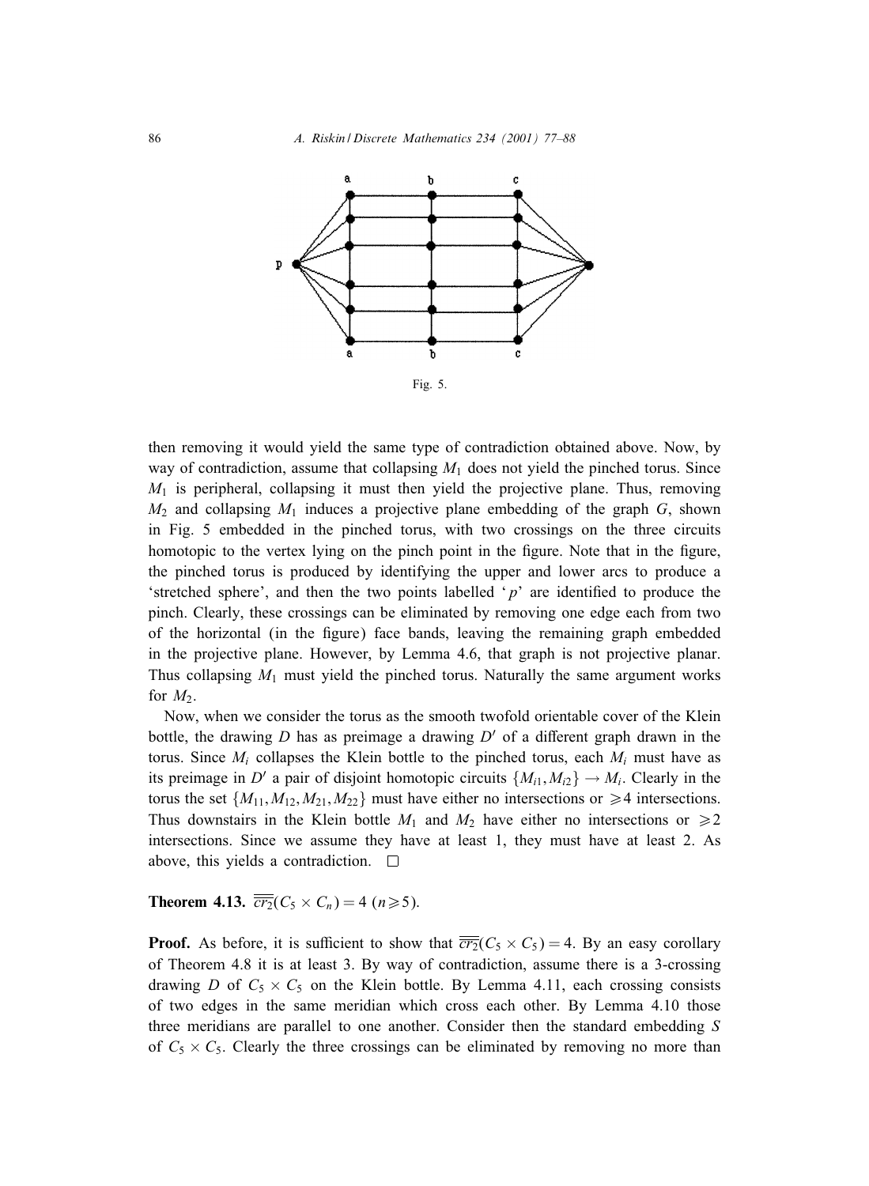Fig. 5.

then removing it would yield the same type of contradiction obtained above. Now, by way of contradiction, assume that collapsing $M_1$ does not yield the pinched torus. Since $M_1$ is peripheral, collapsing it must then yield the projective plane. Thus, removing $M_2$ and collapsing $M_1$ induces a projective plane embedding of the graph $G$, shown in Fig. 5 embedded in the pinched torus, with two crossings on the three circuits homotopic to the vertex lying on the pinch point in the figure. Note that in the figure, the pinched torus is produced by identifying the upper and lower arcs to produce a 'stretched sphere', and then the two points labelled '$p$' are identified to produce the pinch. Clearly, these crossings can be eliminated by removing one edge each from two of the horizontal (in the figure) face bands, leaving the remaining graph embedded in the projective plane. However, by Lemma 4.6, that graph is not projective planar. Thus collapsing $M_1$ must yield the pinched torus. Naturally the same argument works for $M_2$.

Now, when we consider the torus as the smooth twofold orientable cover of the Klein bottle, the drawing $D$ has as preimage a drawing $D'$ of a different graph drawn in the torus. Since $M_i$ collapses the Klein bottle to the pinched torus, each $M_i$ must have as its preimage in $D'$ a pair of disjoint homotopic circuits $\{M_{i1}, M_{i2}\} \rightarrow M_i$. Clearly in the torus the set $\{M_{11}, M_{12}, M_{21}, M_{22}\}$ must have either no intersections or $\geqslant 4$ intersections. Thus downstairs in the Klein bottle $M_1$ and $M_2$ have either no intersections or $\geqslant 2$ intersections. Since we assume they have at least 1, they must have at least 2. As above, this yields a contradiction. $\square$

**Theorem 4.13.** $\overline{\overline{cr_2}}(C_5 \times C_n) = 4$ $(n \geqslant 5)$.

**Proof.** As before, it is sufficient to show that $\overline{\overline{cr_2}}(C_5 \times C_5) = 4$. By an easy corollary of Theorem 4.8 it is at least 3. By way of contradiction, assume there is a 3-crossing drawing $D$ of $C_5 \times C_5$ on the Klein bottle. By Lemma 4.11, each crossing consists of two edges in the same meridian which cross each other. By Lemma 4.10 those three meridians are parallel to one another. Consider then the standard embedding $S$ of $C_5 \times C_5$. Clearly the three crossings can be eliminated by removing no more than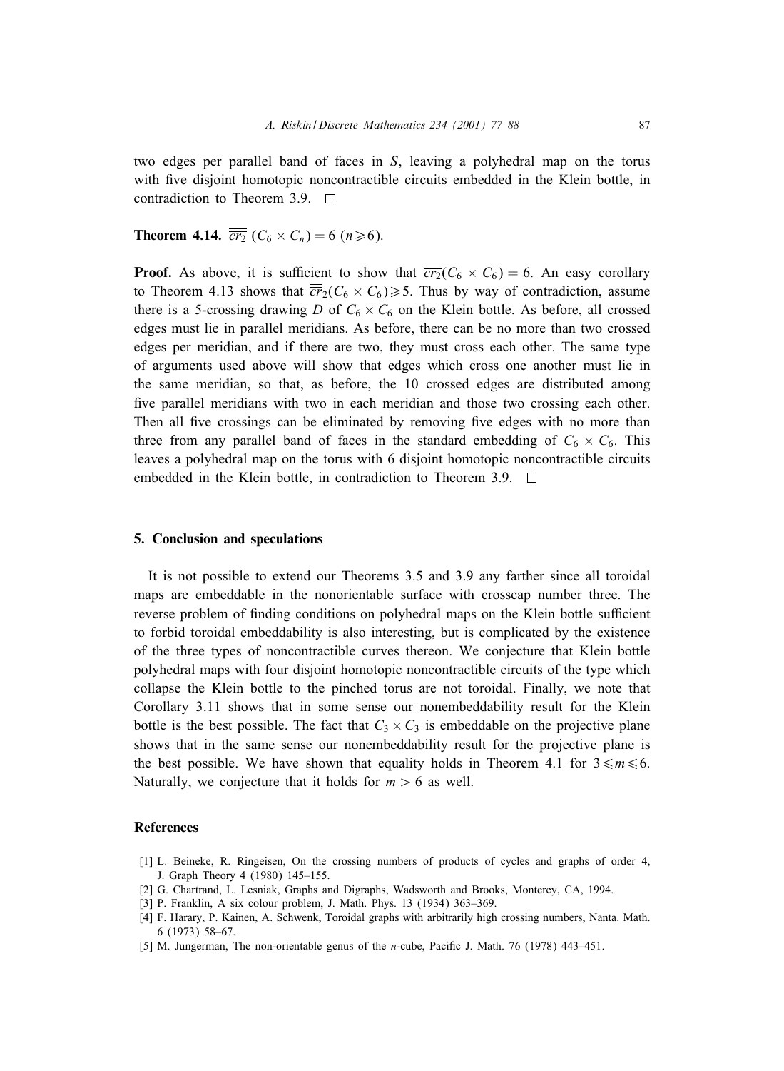two edges per parallel band of faces in $S$, leaving a polyhedral map on the torus with five disjoint homotopic noncontractible circuits embedded in the Klein bottle, in contradiction to Theorem 3.9. □

**Theorem 4.14.** $\overline{\overline{cr_2}}\,(C_6 \times C_n) = 6\ (n \geqslant 6)$.

**Proof.** As above, it is sufficient to show that $\overline{\overline{cr_2}}(C_6 \times C_6) = 6$. An easy corollary to Theorem 4.13 shows that $\overline{\overline{cr}}_2(C_6 \times C_6) \geqslant 5$. Thus by way of contradiction, assume there is a 5-crossing drawing $D$ of $C_6 \times C_6$ on the Klein bottle. As before, all crossed edges must lie in parallel meridians. As before, there can be no more than two crossed edges per meridian, and if there are two, they must cross each other. The same type of arguments used above will show that edges which cross one another must lie in the same meridian, so that, as before, the 10 crossed edges are distributed among five parallel meridians with two in each meridian and those two crossing each other. Then all five crossings can be eliminated by removing five edges with no more than three from any parallel band of faces in the standard embedding of $C_6 \times C_6$. This leaves a polyhedral map on the torus with 6 disjoint homotopic noncontractible circuits embedded in the Klein bottle, in contradiction to Theorem 3.9. □

## 5. Conclusion and speculations

It is not possible to extend our Theorems 3.5 and 3.9 any farther since all toroidal maps are embeddable in the nonorientable surface with crosscap number three. The reverse problem of finding conditions on polyhedral maps on the Klein bottle sufficient to forbid toroidal embeddability is also interesting, but is complicated by the existence of the three types of noncontractible curves thereon. We conjecture that Klein bottle polyhedral maps with four disjoint homotopic noncontractible circuits of the type which collapse the Klein bottle to the pinched torus are not toroidal. Finally, we note that Corollary 3.11 shows that in some sense our nonembeddability result for the Klein bottle is the best possible. The fact that $C_3 \times C_3$ is embeddable on the projective plane shows that in the same sense our nonembeddability result for the projective plane is the best possible. We have shown that equality holds in Theorem 4.1 for $3 \leqslant m \leqslant 6$. Naturally, we conjecture that it holds for $m > 6$ as well.

## References

[1] L. Beineke, R. Ringeisen, On the crossing numbers of products of cycles and graphs of order 4, J. Graph Theory 4 (1980) 145–155.

[2] G. Chartrand, L. Lesniak, Graphs and Digraphs, Wadsworth and Brooks, Monterey, CA, 1994.

[3] P. Franklin, A six colour problem, J. Math. Phys. 13 (1934) 363–369.

[4] F. Harary, P. Kainen, A. Schwenk, Toroidal graphs with arbitrarily high crossing numbers, Nanta. Math. 6 (1973) 58–67.

[5] M. Jungerman, The non-orientable genus of the $n$-cube, Pacific J. Math. 76 (1978) 443–451.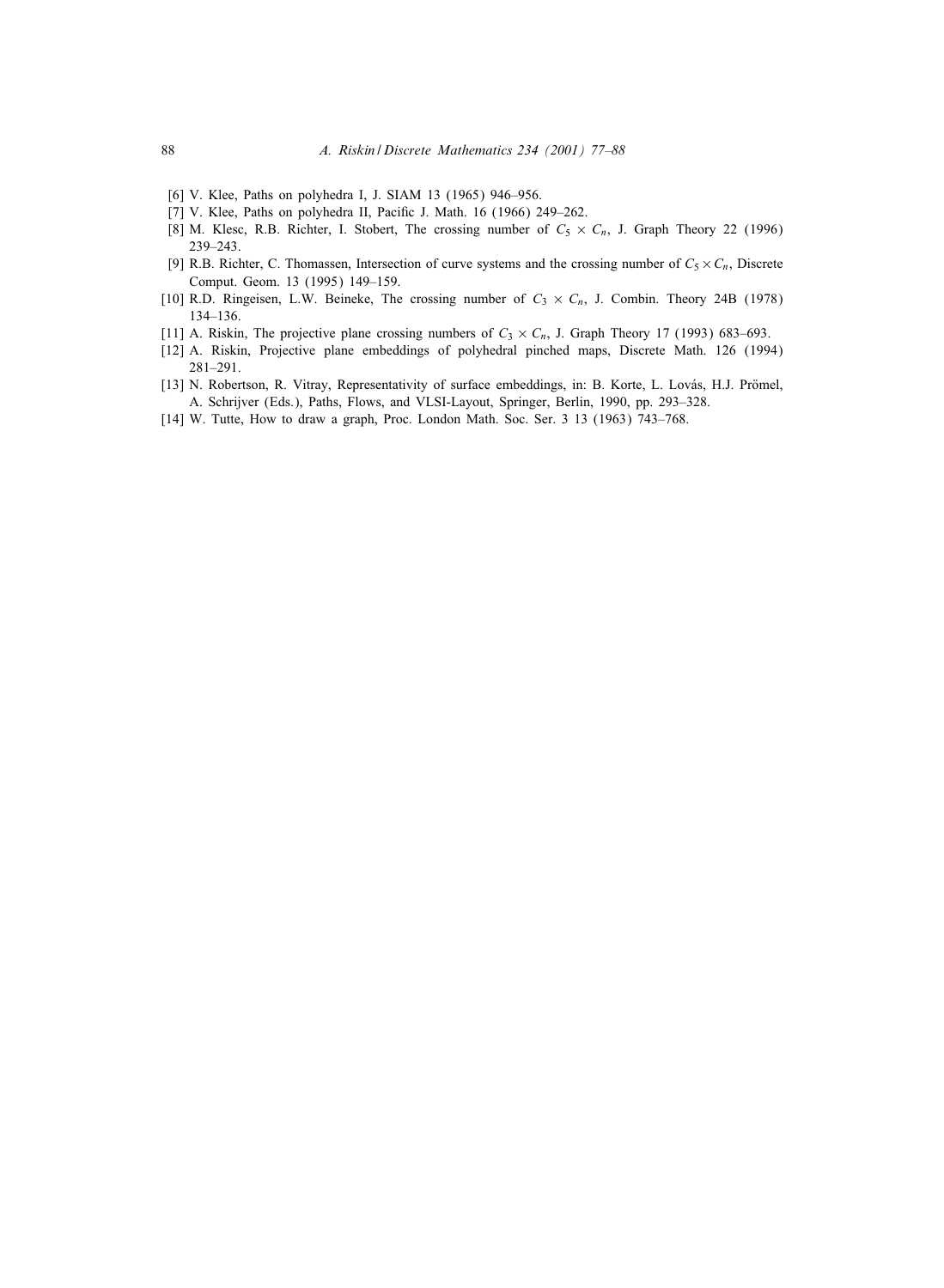[6] V. Klee, Paths on polyhedra I, J. SIAM 13 (1965) 946–956.

[7] V. Klee, Paths on polyhedra II, Pacific J. Math. 16 (1966) 249–262.

[8] M. Klesc, R.B. Richter, I. Stobert, The crossing number of $C_5 \times C_n$, J. Graph Theory 22 (1996) 239–243.

[9] R.B. Richter, C. Thomassen, Intersection of curve systems and the crossing number of $C_5 \times C_n$, Discrete Comput. Geom. 13 (1995) 149–159.

[10] R.D. Ringeisen, L.W. Beineke, The crossing number of $C_3 \times C_n$, J. Combin. Theory 24B (1978) 134–136.

[11] A. Riskin, The projective plane crossing numbers of $C_3 \times C_n$, J. Graph Theory 17 (1993) 683–693.

[12] A. Riskin, Projective plane embeddings of polyhedral pinched maps, Discrete Math. 126 (1994) 281–291.

[13] N. Robertson, R. Vitray, Representativity of surface embeddings, in: B. Korte, L. Lovás, H.J. Prömel, A. Schrijver (Eds.), Paths, Flows, and VLSI-Layout, Springer, Berlin, 1990, pp. 293–328.

[14] W. Tutte, How to draw a graph, Proc. London Math. Soc. Ser. 3 13 (1963) 743–768.